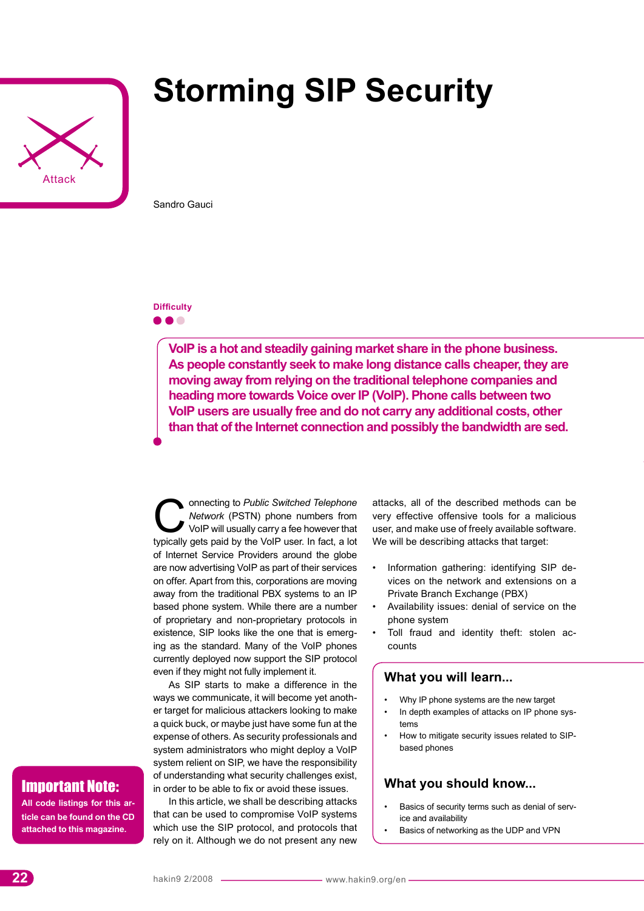Attack

# Storming SIP Security

Sandro Gauci

**Difficulty**

●●○

**VoIP is a hot and steadily gaining market share in the phone business. As people constantly seek to make long distance calls cheaper, they are moving away from relying on the traditional telephone companies and heading more towards Voice over IP (VoIP). Phone calls between two VoIP users are usually free and do not carry any additional costs, other than that of the Internet connection and possibly the bandwidth are sed.**

Connecting to *Public Switched Telephone Network* (PSTN) phone numbers from VoIP will usually carry a fee however that typically gets paid by the VoIP user. In fact, a lot of Internet Service Providers around the globe are now advertising VoIP as part of their services on offer. Apart from this, corporations are moving away from the traditional PBX systems to an IP based phone system. While there are a number of proprietary and non-proprietary protocols in existence, SIP looks like the one that is emerging as the standard. Many of the VoIP phones currently deployed now support the SIP protocol even if they might not fully implement it.

As SIP starts to make a difference in the ways we communicate, it will become yet another target for malicious attackers looking to make a quick buck, or maybe just have some fun at the expense of others. As security professionals and system administrators who might deploy a VoIP system relient on SIP, we have the responsibility of understanding what security challenges exist, in order to be able to fix or avoid these issues.

In this article, we shall be describing attacks that can be used to compromise VoIP systems which use the SIP protocol, and protocols that rely on it. Although we do not present any new attacks, all of the described methods can be very effective offensive tools for a malicious user, and make use of freely available software. We will be describing attacks that target:

- Information gathering: identifying SIP devices on the network and extensions on a Private Branch Exchange (PBX)
- Availability issues: denial of service on the phone system
- Toll fraud and identity theft: stolen accounts

## What you will learn...

- Why IP phone systems are the new target
- In depth examples of attacks on IP phone systems
- How to mitigate security issues related to SIP-based phones

## What you should know...

- Basics of security terms such as denial of service and availability
- Basics of networking as the UDP and VPN

## Important Note:

All code listings for this article can be found on the CD attached to this magazine.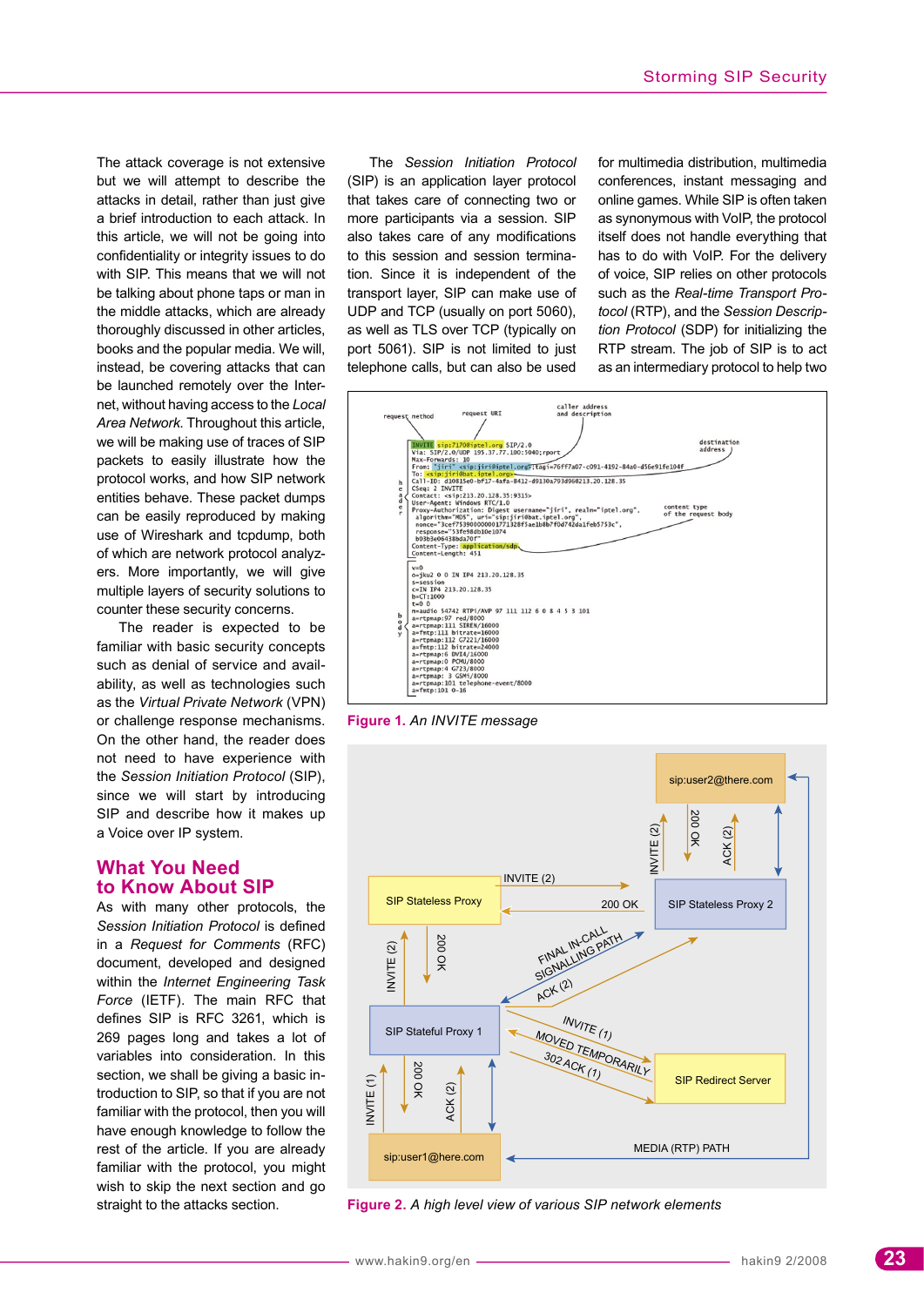The attack coverage is not extensive but we will attempt to describe the attacks in detail, rather than just give a brief introduction to each attack. In this article, we will not be going into confidentiality or integrity issues to do with SIP. This means that we will not be talking about phone taps or man in the middle attacks, which are already thoroughly discussed in other articles, books and the popular media. We will, instead, be covering attacks that can be launched remotely over the Internet, without having access to the *Local Area Network*. Throughout this article, we will be making use of traces of SIP packets to easily illustrate how the protocol works, and how SIP network entities behave. These packet dumps can be easily reproduced by making use of Wireshark and tcpdump, both of which are network protocol analyzers. More importantly, we will give multiple layers of security solutions to counter these security concerns.

The reader is expected to be familiar with basic security concepts such as denial of service and availability, as well as technologies such as the *Virtual Private Network* (VPN) or challenge response mechanisms. On the other hand, the reader does not need to have experience with the *Session Initiation Protocol* (SIP), since we will start by introducing SIP and describe how it makes up a Voice over IP system.

## What You Need to Know About SIP

As with many other protocols, the *Session Initiation Protocol* is defined in a *Request for Comments* (RFC) document, developed and designed within the *Internet Engineering Task Force* (IETF). The main RFC that defines SIP is RFC 3261, which is 269 pages long and takes a lot of variables into consideration. In this section, we shall be giving a basic introduction to SIP, so that if you are not familiar with the protocol, then you will have enough knowledge to follow the rest of the article. If you are already familiar with the protocol, you might wish to skip the next section and go straight to the attacks section.

The *Session Initiation Protocol* (SIP) is an application layer protocol that takes care of connecting two or more participants via a session. SIP also takes care of any modifications to this session and session termination. Since it is independent of the transport layer, SIP can make use of UDP and TCP (usually on port 5060), as well as TLS over TCP (typically on port 5061). SIP is not limited to just telephone calls, but can also be used for multimedia distribution, multimedia conferences, instant messaging and online games. While SIP is often taken as synonymous with VoIP, the protocol itself does not handle everything that has to do with VoIP. For the delivery of voice, SIP relies on other protocols such as the *Real-time Transport Protocol* (RTP), and the *Session Description Protocol* (SDP) for initializing the RTP stream. The job of SIP is to act as an intermediary protocol to help two

```
INVITE sip:7170@iptel.org SIP/2.0
Via: SIP/2.0/UDP 195.37.77.100:5040;rport
Max-Forwards: 10
From: "jiri" <sip:jiri@iptel.org>;tag=76ff7a07-c091-4192-84a0-d56e91fe104f
To: <sip:jiri@bat.iptel.org>
Call-ID: d10815e0-bf17-4afa-8412-d9130a793d96@213.20.128.35
CSeq: 2 INVITE
Contact: <sip:213.20.128.35:9315>
User-Agent: Windows RTC/1.0
Proxy-Authorization: Digest username="jiri", realm="iptel.org",
  algorithm="MD5", uri="sip:jiri@bat.iptel.org",
  nonce="3cef753900000001771328f5ae1b8b7f0d742da1feb5753c",
  response="53fe98db10e1074
  b03b3e06438bda70f"
Content-Type: application/sdp
Content-Length: 451

v=0
o=jku2 0 0 IN IP4 213.20.128.35
s=session
c=IN IP4 213.20.128.35
b=CT:1000
t=0 0
m=audio 54742 RTP/AVP 97 111 112 6 0 8 4 5 3 101
a=rtpmap:97 red/8000
a=rtpmap:111 SIREN/16000
a=fmtp:111 bitrate=16000
a=rtpmap:112 G7221/16000
a=fmtp:112 bitrate=24000
a=rtpmap:6 DVI4/16000
a=rtpmap:0 PCMU/8000
a=rtpmap:4 G723/8000
a=rtpmap:3 GSM/8000
a=rtpmap:101 telephone-event/8000
a=fmtp:101 0-16
```

**Figure 1.** *An INVITE message*

**Figure 2.** *A high level view of various SIP network elements*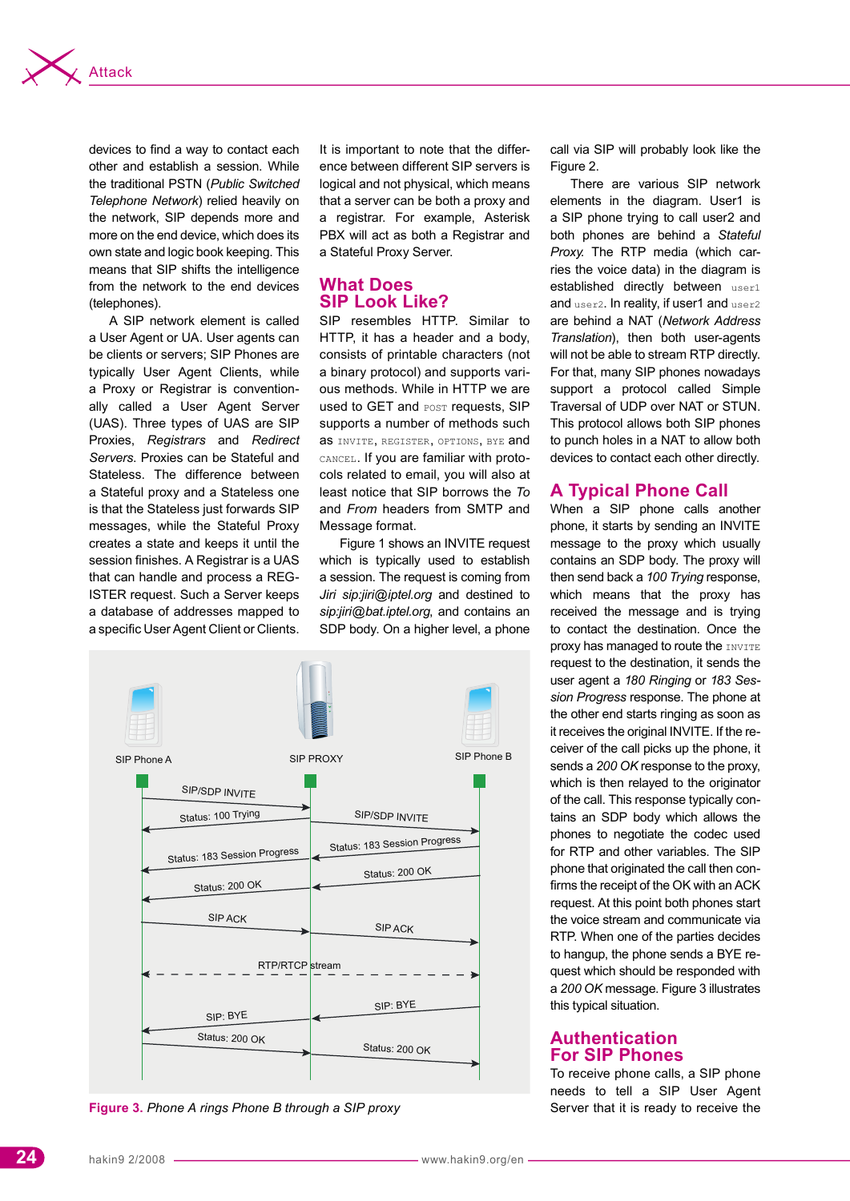devices to find a way to contact each other and establish a session. While the traditional PSTN (*Public Switched Telephone Network*) relied heavily on the network, SIP depends more and more on the end device, which does its own state and logic book keeping. This means that SIP shifts the intelligence from the network to the end devices (telephones).

A SIP network element is called a User Agent or UA. User agents can be clients or servers; SIP Phones are typically User Agent Clients, while a Proxy or Registrar is conventionally called a User Agent Server (UAS). Three types of UAS are SIP Proxies, *Registrars* and *Redirect Servers*. Proxies can be Stateful and Stateless. The difference between a Stateful proxy and a Stateless one is that the Stateless just forwards SIP messages, while the Stateful Proxy creates a state and keeps it until the session finishes. A Registrar is a UAS that can handle and process a REGISTER request. Such a Server keeps a database of addresses mapped to a specific User Agent Client or Clients.

It is important to note that the difference between different SIP servers is logical and not physical, which means that a server can be both a proxy and a registrar. For example, Asterisk PBX will act as both a Registrar and a Stateful Proxy Server.

## What Does SIP Look Like?

SIP resembles HTTP. Similar to HTTP, it has a header and a body, consists of printable characters (not a binary protocol) and supports various methods. While in HTTP we are used to GET and `POST` requests, SIP supports a number of methods such as `INVITE`, `REGISTER`, `OPTIONS`, `BYE` and `CANCEL`. If you are familiar with protocols related to email, you will also at least notice that SIP borrows the *To* and *From* headers from SMTP and Message format.

Figure 1 shows an INVITE request which is typically used to establish a session. The request is coming from *Jiri sip:jiri@iptel.org* and destined to *sip:jiri@bat.iptel.org*, and contains an SDP body. On a higher level, a phone call via SIP will probably look like the Figure 2.

There are various SIP network elements in the diagram. User1 is a SIP phone trying to call user2 and both phones are behind a *Stateful Proxy*. The RTP media (which carries the voice data) in the diagram is established directly between `user1` and `user2`. In reality, if user1 and `user2` are behind a NAT (*Network Address Translation*), then both user-agents will not be able to stream RTP directly. For that, many SIP phones nowadays support a protocol called Simple Traversal of UDP over NAT or STUN. This protocol allows both SIP phones to punch holes in a NAT to allow both devices to contact each other directly.

## A Typical Phone Call

When a SIP phone calls another phone, it starts by sending an INVITE message to the proxy which usually contains an SDP body. The proxy will then send back a *100 Trying* response, which means that the proxy has received the message and is trying to contact the destination. Once the proxy has managed to route the `INVITE` request to the destination, it sends the user agent a *180 Ringing* or *183 Session Progress* response. The phone at the other end starts ringing as soon as it receives the original INVITE. If the receiver of the call picks up the phone, it sends a *200 OK* response to the proxy, which is then relayed to the originator of the call. This response typically contains an SDP body which allows the phones to negotiate the codec used for RTP and other variables. The SIP phone that originated the call then confirms the receipt of the OK with an ACK request. At this point both phones start the voice stream and communicate via RTP. When one of the parties decides to hangup, the phone sends a BYE request which should be responded with a *200 OK* message. Figure 3 illustrates this typical situation.

SIP Phone A | SIP PROXY | SIP Phone B

- SIP/SDP INVITE (A → Proxy)
- Status: 100 Trying (Proxy → A)
- SIP/SDP INVITE (Proxy → B)
- Status: 183 Session Progress (B → Proxy)
- Status: 183 Session Progress (Proxy → A)
- Status: 200 OK (B → Proxy)
- Status: 200 OK (Proxy → A)
- SIP ACK (A → Proxy)
- SIP ACK (Proxy → B)
- RTP/RTCP stream (A ↔ B)
- SIP: BYE (B → Proxy)
- SIP: BYE (Proxy → A)
- Status: 200 OK (A → Proxy)
- Status: 200 OK (Proxy → B)

**Figure 3.** *Phone A rings Phone B through a SIP proxy*

## Authentication For SIP Phones

To receive phone calls, a SIP phone needs to tell a SIP User Agent Server that it is ready to receive the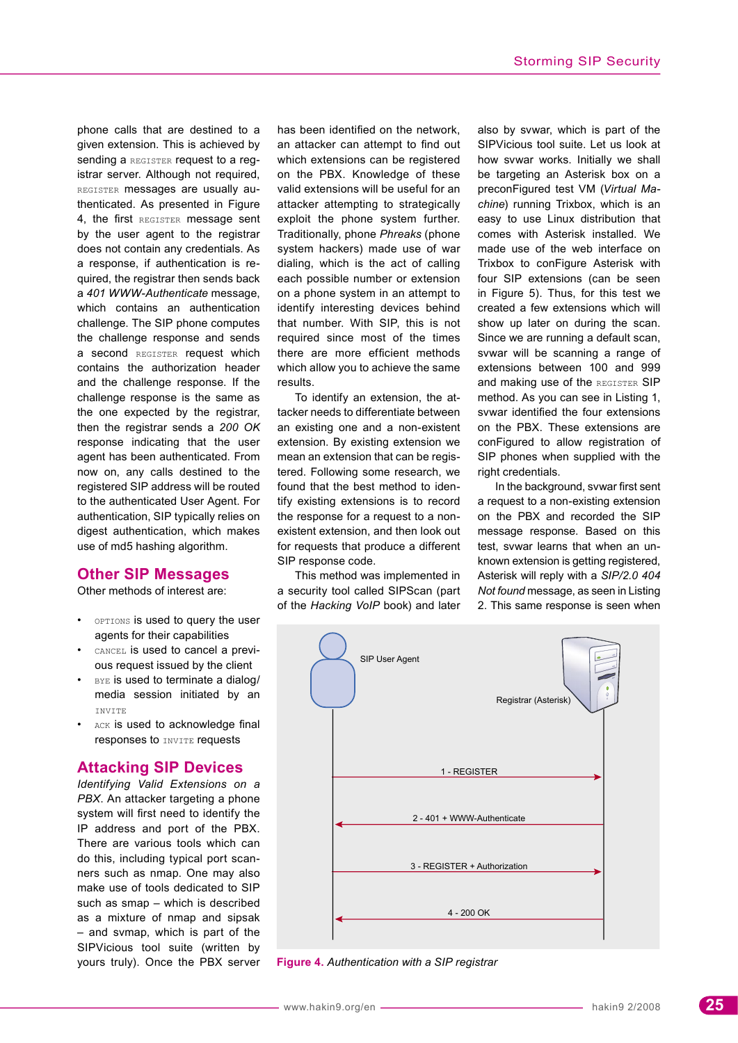phone calls that are destined to a given extension. This is achieved by sending a REGISTER request to a registrar server. Although not required, REGISTER messages are usually authenticated. As presented in Figure 4, the first REGISTER message sent by the user agent to the registrar does not contain any credentials. As a response, if authentication is required, the registrar then sends back a *401 WWW-Authenticate* message, which contains an authentication challenge. The SIP phone computes the challenge response and sends a second REGISTER request which contains the authorization header and the challenge response. If the challenge response is the same as the one expected by the registrar, then the registrar sends a *200 OK* response indicating that the user agent has been authenticated. From now on, any calls destined to the registered SIP address will be routed to the authenticated User Agent. For authentication, SIP typically relies on digest authentication, which makes use of md5 hashing algorithm.

## Other SIP Messages

Other methods of interest are:

- OPTIONS is used to query the user agents for their capabilities
- CANCEL is used to cancel a previous request issued by the client
- BYE is used to terminate a dialog/ media session initiated by an INVITE
- ACK is used to acknowledge final responses to INVITE requests

## Attacking SIP Devices

*Identifying Valid Extensions on a PBX*. An attacker targeting a phone system will first need to identify the IP address and port of the PBX. There are various tools which can do this, including typical port scanners such as nmap. One may also make use of tools dedicated to SIP such as smap – which is described as a mixture of nmap and sipsak – and svmap, which is part of the SIPVicious tool suite (written by yours truly). Once the PBX server has been identified on the network, an attacker can attempt to find out which extensions can be registered on the PBX. Knowledge of these valid extensions will be useful for an attacker attempting to strategically exploit the phone system further. Traditionally, phone *Phreaks* (phone system hackers) made use of war dialing, which is the act of calling each possible number or extension on a phone system in an attempt to identify interesting devices behind that number. With SIP, this is not required since most of the times there are more efficient methods which allow you to achieve the same results.

To identify an extension, the attacker needs to differentiate between an existing one and a non-existent extension. By existing extension we mean an extension that can be registered. Following some research, we found that the best method to identify existing extensions is to record the response for a request to a non-existent extension, and then look out for requests that produce a different SIP response code.

This method was implemented in a security tool called SIPScan (part of the *Hacking VoIP* book) and later also by svwar, which is part of the SIPVicious tool suite. Let us look at how svwar works. Initially we shall be targeting an Asterisk box on a preconFigured test VM (*Virtual Machine*) running Trixbox, which is an easy to use Linux distribution that comes with Asterisk installed. We made use of the web interface on Trixbox to conFigure Asterisk with four SIP extensions (can be seen in Figure 5). Thus, for this test we created a few extensions which will show up later on during the scan. Since we are running a default scan, svwar will be scanning a range of extensions between 100 and 999 and making use of the REGISTER SIP method. As you can see in Listing 1, svwar identified the four extensions on the PBX. These extensions are conFigured to allow registration of SIP phones when supplied with the right credentials.

In the background, svwar first sent a request to a non-existing extension on the PBX and recorded the SIP message response. Based on this test, svwar learns that when an unknown extension is getting registered, Asterisk will reply with a *SIP/2.0 404 Not found* message, as seen in Listing 2. This same response is seen when

SIP User Agent — Registrar (Asterisk)

1 - REGISTER
2 - 401 + WWW-Authenticate
3 - REGISTER + Authorization
4 - 200 OK

**Figure 4.** *Authentication with a SIP registrar*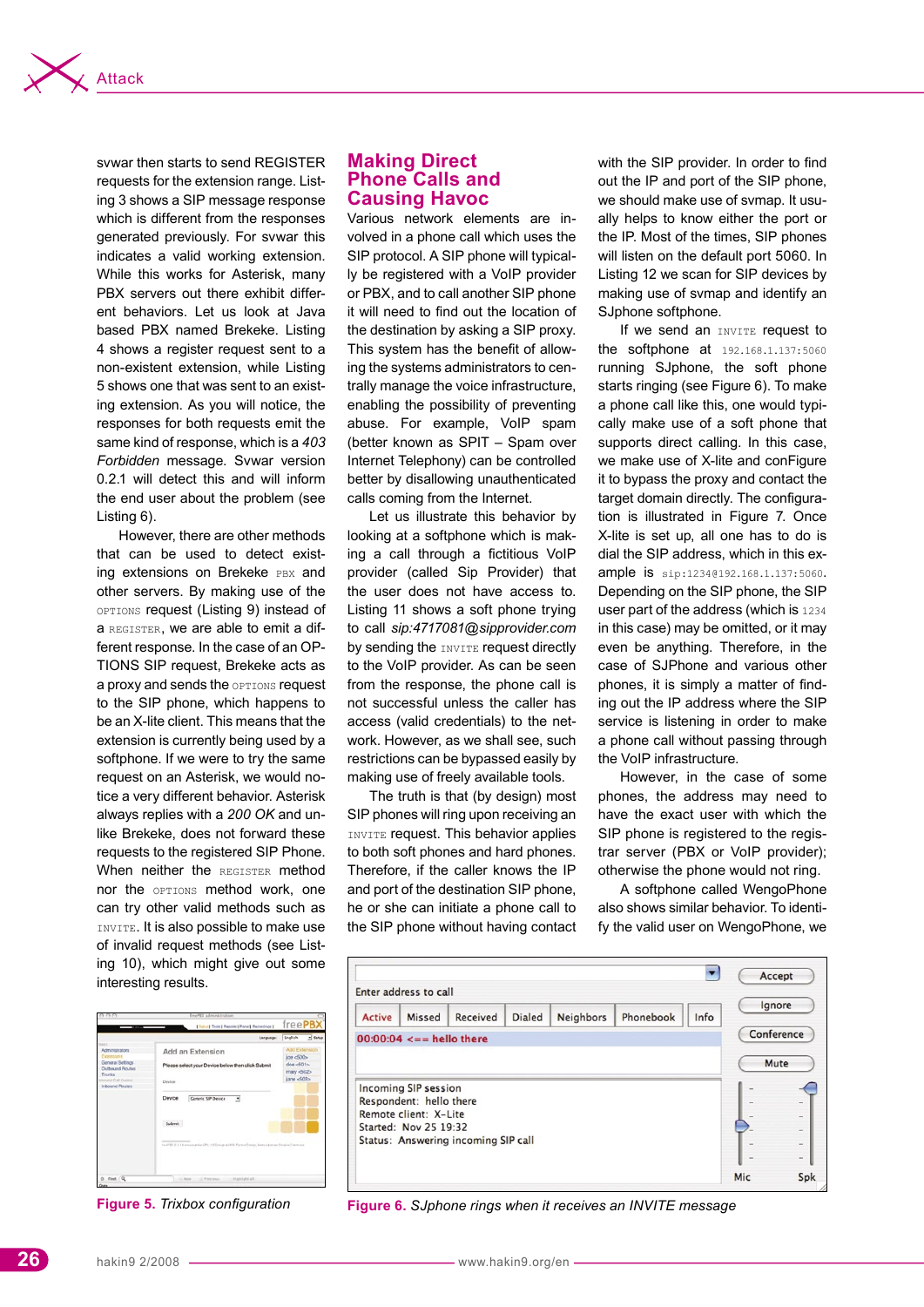svwar then starts to send REGISTER requests for the extension range. Listing 3 shows a SIP message response which is different from the responses generated previously. For svwar this indicates a valid working extension. While this works for Asterisk, many PBX servers out there exhibit different behaviors. Let us look at Java based PBX named Brekeke. Listing 4 shows a register request sent to a non-existent extension, while Listing 5 shows one that was sent to an existing extension. As you will notice, the responses for both requests emit the same kind of response, which is a *403 Forbidden* message. Svwar version 0.2.1 will detect this and will inform the end user about the problem (see Listing 6).

However, there are other methods that can be used to detect existing extensions on Brekeke PBX and other servers. By making use of the OPTIONS request (Listing 9) instead of a REGISTER, we are able to emit a different response. In the case of an OPTIONS SIP request, Brekeke acts as a proxy and sends the OPTIONS request to the SIP phone, which happens to be an X-lite client. This means that the extension is currently being used by a softphone. If we were to try the same request on an Asterisk, we would notice a very different behavior. Asterisk always replies with a *200 OK* and unlike Brekeke, does not forward these requests to the registered SIP Phone. When neither the REGISTER method nor the OPTIONS method work, one can try other valid methods such as INVITE. It is also possible to make use of invalid request methods (see Listing 10), which might give out some interesting results.

Figure 5. *Trixbox configuration*

## Making Direct Phone Calls and Causing Havoc

Various network elements are involved in a phone call which uses the SIP protocol. A SIP phone will typically be registered with a VoIP provider or PBX, and to call another SIP phone it will need to find out the location of the destination by asking a SIP proxy. This system has the benefit of allowing the systems administrators to centrally manage the voice infrastructure, enabling the possibility of preventing abuse. For example, VoIP spam (better known as SPIT – Spam over Internet Telephony) can be controlled better by disallowing unauthenticated calls coming from the Internet.

Let us illustrate this behavior by looking at a softphone which is making a call through a fictitious VoIP provider (called Sip Provider) that the user does not have access to. Listing 11 shows a soft phone trying to call *sip:4717081@sipprovider.com* by sending the INVITE request directly to the VoIP provider. As can be seen from the response, the phone call is not successful unless the caller has access (valid credentials) to the network. However, as we shall see, such restrictions can be bypassed easily by making use of freely available tools.

The truth is that (by design) most SIP phones will ring upon receiving an INVITE request. This behavior applies to both soft phones and hard phones. Therefore, if the caller knows the IP and port of the destination SIP phone, he or she can initiate a phone call to the SIP phone without having contact with the SIP provider. In order to find out the IP and port of the SIP phone, we should make use of svmap. It usually helps to know either the port or the IP. Most of the times, SIP phones will listen on the default port 5060. In Listing 12 we scan for SIP devices by making use of svmap and identify an SJphone softphone.

If we send an INVITE request to the softphone at 192.168.1.137:5060 running SJphone, the soft phone starts ringing (see Figure 6). To make a phone call like this, one would typically make use of a soft phone that supports direct calling. In this case, we make use of X-lite and conFigure it to bypass the proxy and contact the target domain directly. The configuration is illustrated in Figure 7. Once X-lite is set up, all one has to do is dial the SIP address, which in this example is sip:1234@192.168.1.137:5060. Depending on the SIP phone, the SIP user part of the address (which is 1234 in this case) may be omitted, or it may even be anything. Therefore, in the case of SJPhone and various other phones, it is simply a matter of finding out the IP address where the SIP service is listening in order to make a phone call without passing through the VoIP infrastructure.

However, in the case of some phones, the address may need to have the exact user with which the SIP phone is registered to the registrar server (PBX or VoIP provider); otherwise the phone would not ring.

A softphone called WengoPhone also shows similar behavior. To identify the valid user on WengoPhone, we

Figure 6. *SJphone rings when it receives an INVITE message*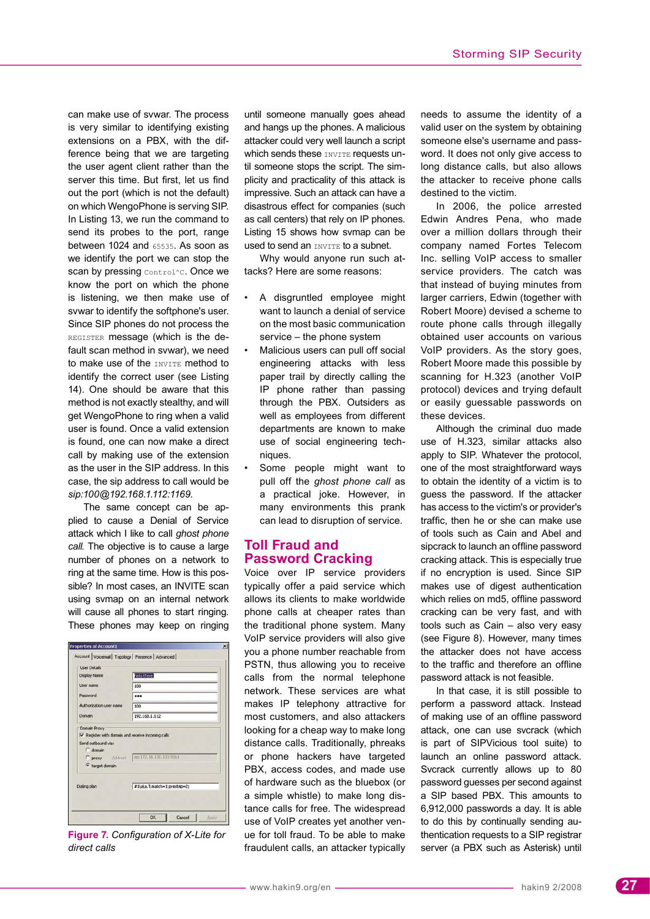can make use of svwar. The process is very similar to identifying existing extensions on a PBX, with the difference being that we are targeting the user agent client rather than the server this time. But first, let us find out the port (which is not the default) on which WengoPhone is serving SIP. In Listing 13, we run the command to send its probes to the port, range between 1024 and `65535`. As soon as we identify the port we can stop the scan by pressing `Control^C`. Once we know the port on which the phone is listening, we then make use of svwar to identify the softphone's user. Since SIP phones do not process the `REGISTER` message (which is the default scan method in svwar), we need to make use of the `INVITE` method to identify the correct user (see Listing 14). One should be aware that this method is not exactly stealthy, and will get WengoPhone to ring when a valid user is found. Once a valid extension is found, one can now make a direct call by making use of the extension as the user in the SIP address. In this case, the sip address to call would be *sip:100@192.168.1.112:1169.*

The same concept can be applied to cause a Denial of Service attack which I like to call *ghost phone call.* The objective is to cause a large number of phones on a network to ring at the same time. How is this possible? In most cases, an INVITE scan using svmap on an internal network will cause all phones to start ringing. These phones may keep on ringing until someone manually goes ahead and hangs up the phones. A malicious attacker could very well launch a script which sends these `INVITE` requests until someone stops the script. The simplicity and practicality of this attack is impressive. Such an attack can have a disastrous effect for companies (such as call centers) that rely on IP phones. Listing 15 shows how svmap can be used to send an `INVITE` to a subnet.

Why would anyone run such attacks? Here are some reasons:

- A disgruntled employee might want to launch a denial of service on the most basic communication service – the phone system
- Malicious users can pull off social engineering attacks with less paper trail by directly calling the IP phone rather than passing through the PBX. Outsiders as well as employees from different departments are known to make use of social engineering techniques.
- Some people might want to pull off the *ghost phone call* as a practical joke. However, in many environments this prank can lead to disruption of service.

**Figure 7.** *Configuration of X-Lite for direct calls*

## Toll Fraud and Password Cracking

Voice over IP service providers typically offer a paid service which allows its clients to make worldwide phone calls at cheaper rates than the traditional phone system. Many VoIP service providers will also give you a phone number reachable from PSTN, thus allowing you to receive calls from the normal telephone network. These services are what makes IP telephony attractive for most customers, and also attackers looking for a cheap way to make long distance calls. Traditionally, phreaks or phone hackers have targeted PBX, access codes, and made use of hardware such as the bluebox (or a simple whistle) to make long distance calls for free. The widespread use of VoIP creates yet another venue for toll fraud. To be able to make fraudulent calls, an attacker typically needs to assume the identity of a valid user on the system by obtaining someone else's username and password. It does not only give access to long distance calls, but also allows the attacker to receive phone calls destined to the victim.

In 2006, the police arrested Edwin Andres Pena, who made over a million dollars through their company named Fortes Telecom Inc. selling VoIP access to smaller service providers. The catch was that instead of buying minutes from larger carriers, Edwin (together with Robert Moore) devised a scheme to route phone calls through illegally obtained user accounts on various VoIP providers. As the story goes, Robert Moore made this possible by scanning for H.323 (another VoIP protocol) devices and trying default or easily guessable passwords on these devices.

Although the criminal duo made use of H.323, similar attacks also apply to SIP. Whatever the protocol, one of the most straightforward ways to obtain the identity of a victim is to guess the password. If the attacker has access to the victim's or provider's traffic, then he or she can make use of tools such as Cain and Abel and sipcrack to launch an offline password cracking attack. This is especially true if no encryption is used. Since SIP makes use of digest authentication which relies on md5, offline password cracking can be very fast, and with tools such as Cain – also very easy (see Figure 8). However, many times the attacker does not have access to the traffic and therefore an offline password attack is not feasible.

In that case, it is still possible to perform a password attack. Instead of making use of an offline password attack, one can use svcrack (which is part of SIPVicious tool suite) to launch an online password attack. Svcrack currently allows up to 80 password guesses per second against a SIP based PBX. This amounts to 6,912,000 passwords a day. It is able to do this by continually sending authentication requests to a SIP registrar server (a PBX such as Asterisk) until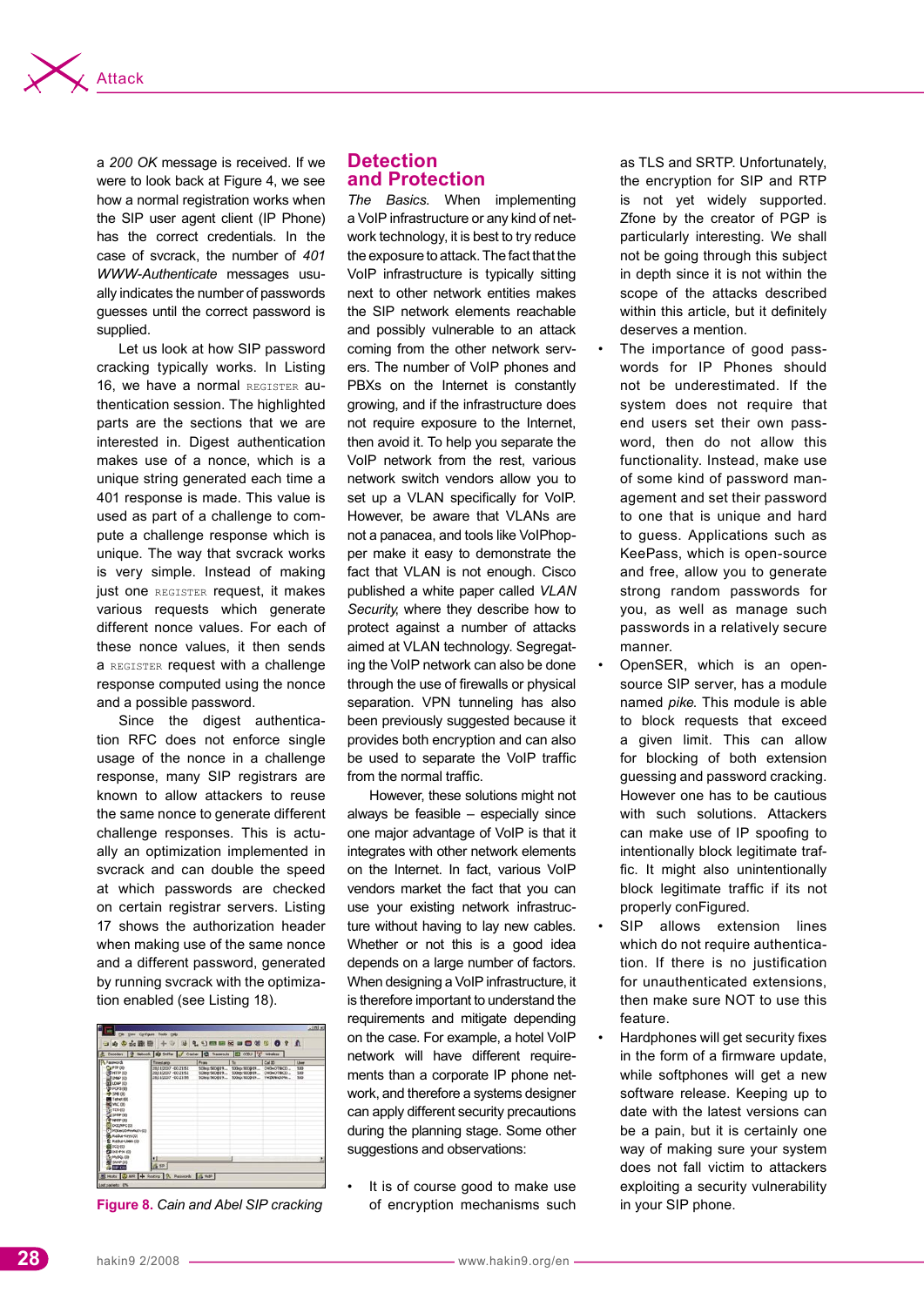a *200 OK* message is received. If we were to look back at Figure 4, we see how a normal registration works when the SIP user agent client (IP Phone) has the correct credentials. In the case of svcrack, the number of *401 WWW-Authenticate* messages usually indicates the number of passwords guesses until the correct password is supplied.

Let us look at how SIP password cracking typically works. In Listing 16, we have a normal `REGISTER` authentication session. The highlighted parts are the sections that we are interested in. Digest authentication makes use of a nonce, which is a unique string generated each time a 401 response is made. This value is used as part of a challenge to compute a challenge response which is unique. The way that svcrack works is very simple. Instead of making just one `REGISTER` request, it makes various requests which generate different nonce values. For each of these nonce values, it then sends a `REGISTER` request with a challenge response computed using the nonce and a possible password.

Since the digest authentication RFC does not enforce single usage of the nonce in a challenge response, many SIP registrars are known to allow attackers to reuse the same nonce to generate different challenge responses. This is actually an optimization implemented in svcrack and can double the speed at which passwords are checked on certain registrar servers. Listing 17 shows the authorization header when making use of the same nonce and a different password, generated by running svcrack with the optimization enabled (see Listing 18).

**Figure 8.** *Cain and Abel SIP cracking*

## Detection and Protection

*The Basics.* When implementing a VoIP infrastructure or any kind of network technology, it is best to try reduce the exposure to attack. The fact that the VoIP infrastructure is typically sitting next to other network entities makes the SIP network elements reachable and possibly vulnerable to an attack coming from the other network servers. The number of VoIP phones and PBXs on the Internet is constantly growing, and if the infrastructure does not require exposure to the Internet, then avoid it. To help you separate the VoIP network from the rest, various network switch vendors allow you to set up a VLAN specifically for VoIP. However, be aware that VLANs are not a panacea, and tools like VoIPhopper make it easy to demonstrate the fact that VLAN is not enough. Cisco published a white paper called *VLAN Security*, where they describe how to protect against a number of attacks aimed at VLAN technology. Segregating the VoIP network can also be done through the use of firewalls or physical separation. VPN tunneling has also been previously suggested because it provides both encryption and can also be used to separate the VoIP traffic from the normal traffic.

However, these solutions might not always be feasible – especially since one major advantage of VoIP is that it integrates with other network elements on the Internet. In fact, various VoIP vendors market the fact that you can use your existing network infrastructure without having to lay new cables. Whether or not this is a good idea depends on a large number of factors. When designing a VoIP infrastructure, it is therefore important to understand the requirements and mitigate depending on the case. For example, a hotel VoIP network will have different requirements than a corporate IP phone network, and therefore a systems designer can apply different security precautions during the planning stage. Some other suggestions and observations:

- It is of course good to make use of encryption mechanisms such as TLS and SRTP. Unfortunately, the encryption for SIP and RTP is not yet widely supported. Zfone by the creator of PGP is particularly interesting. We shall not be going through this subject in depth since it is not within the scope of the attacks described within this article, but it definitely deserves a mention.
- The importance of good passwords for IP Phones should not be underestimated. If the system does not require that end users set their own password, then do not allow this functionality. Instead, make use of some kind of password management and set their password to one that is unique and hard to guess. Applications such as KeePass, which is open-source and free, allow you to generate strong random passwords for you, as well as manage such passwords in a relatively secure manner.
- OpenSER, which is an open-source SIP server, has a module named *pike*. This module is able to block requests that exceed a given limit. This can allow for blocking of both extension guessing and password cracking. However one has to be cautious with such solutions. Attackers can make use of IP spoofing to intentionally block legitimate traffic. It might also unintentionally block legitimate traffic if its not properly conFigured.
- SIP allows extension lines which do not require authentication. If there is no justification for unauthenticated extensions, then make sure NOT to use this feature.
- Hardphones will get security fixes in the form of a firmware update, while softphones will get a new software release. Keeping up to date with the latest versions can be a pain, but it is certainly one way of making sure your system does not fall victim to attackers exploiting a security vulnerability in your SIP phone.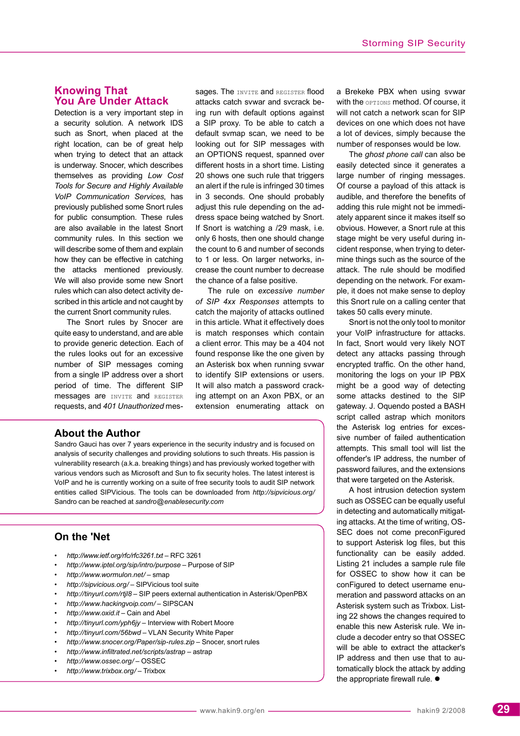## Knowing That You Are Under Attack

Detection is a very important step in a security solution. A network IDS such as Snort, when placed at the right location, can be of great help when trying to detect that an attack is underway. Snocer, which describes themselves as providing *Low Cost Tools for Secure and Highly Available VoIP Communication Services*, has previously published some Snort rules for public consumption. These rules are also available in the latest Snort community rules. In this section we will describe some of them and explain how they can be effective in catching the attacks mentioned previously. We will also provide some new Snort rules which can also detect activity described in this article and not caught by the current Snort community rules.

The Snort rules by Snocer are quite easy to understand, and are able to provide generic detection. Each of the rules looks out for an excessive number of SIP messages coming from a single IP address over a short period of time. The different SIP messages are `INVITE` and `REGISTER` requests, and *401 Unauthorized* messages. The `INVITE` and `REGISTER` flood attacks catch svwar and svcrack being run with default options against a SIP proxy. To be able to catch a default svmap scan, we need to be looking out for SIP messages with an OPTIONS request, spanned over different hosts in a short time. Listing 20 shows one such rule that triggers an alert if the rule is infringed 30 times in 3 seconds. One should probably adjust this rule depending on the address space being watched by Snort. If Snort is watching a /29 mask, i.e. only 6 hosts, then one should change the count to 6 and number of seconds to 1 or less. On larger networks, increase the count number to decrease the chance of a false positive.

The rule on *excessive number of SIP 4xx Responses* attempts to catch the majority of attacks outlined in this article. What it effectively does is match responses which contain a client error. This may be a 404 not found response like the one given by an Asterisk box when running svwar to identify SIP extensions or users. It will also match a password cracking attempt on an Axon PBX, or an extension enumerating attack on a Brekeke PBX when using svwar with the `OPTIONS` method. Of course, it will not catch a network scan for SIP devices on one which does not have a lot of devices, simply because the number of responses would be low.

The *ghost phone call* can also be easily detected since it generates a large number of ringing messages. Of course a payload of this attack is audible, and therefore the benefits of adding this rule might not be immediately apparent since it makes itself so obvious. However, a Snort rule at this stage might be very useful during incident response, when trying to determine things such as the source of the attack. The rule should be modified depending on the network. For example, it does not make sense to deploy this Snort rule on a calling center that takes 50 calls every minute.

Snort is not the only tool to monitor your VoIP infrastructure for attacks. In fact, Snort would very likely NOT detect any attacks passing through encrypted traffic. On the other hand, monitoring the logs on your IP PBX might be a good way of detecting some attacks destined to the SIP gateway. J. Oquendo posted a BASH script called astrap which monitors the Asterisk log entries for excessive number of failed authentication attempts. This small tool will list the offender's IP address, the number of password failures, and the extensions that were targeted on the Asterisk.

A host intrusion detection system such as OSSEC can be equally useful in detecting and automatically mitigating attacks. At the time of writing, OSSEC does not come preconFigured to support Asterisk log files, but this functionality can be easily added. Listing 21 includes a sample rule file for OSSEC to show how it can be conFigured to detect username enumeration and password attacks on an Asterisk system such as Trixbox. Listing 22 shows the changes required to enable this new Asterisk rule. We include a decoder entry so that OSSEC will be able to extract the attacker's IP address and then use that to automatically block the attack by adding the appropriate firewall rule. ●

## About the Author

Sandro Gauci has over 7 years experience in the security industry and is focused on analysis of security challenges and providing solutions to such threats. His passion is vulnerability research (a.k.a. breaking things) and has previously worked together with various vendors such as Microsoft and Sun to fix security holes. The latest interest is VoIP and he is currently working on a suite of free security tools to audit SIP network entities called SIPVicious. The tools can be downloaded from *http://sipvicious.org/*
Sandro can be reached at *sandro@enablesecurity.com*

## On the 'Net

- *http://www.ietf.org/rfc/rfc3261.txt* – RFC 3261
- *http://www.iptel.org/sip/intro/purpose* – Purpose of SIP
- *http://www.wormulon.net/* – smap
- *http://sipvicious.org/* – SIPVicious tool suite
- *http://tinyurl.com/rtjl8* – SIP peers external authentication in Asterisk/OpenPBX
- *http://www.hackingvoip.com/* – SIPSCAN
- *http://www.oxid.it* – Cain and Abel
- *http://tinyurl.com/yph6jy* – Interview with Robert Moore
- *http://tinyurl.com/56bwd* – VLAN Security White Paper
- *http://www.snocer.org/Paper/sip-rules.zip* – Snocer, snort rules
- *http://www.infiltrated.net/scripts/astrap* – astrap
- *http://www.ossec.org/* – OSSEC
- *http://www.trixbox.org/* – Trixbox